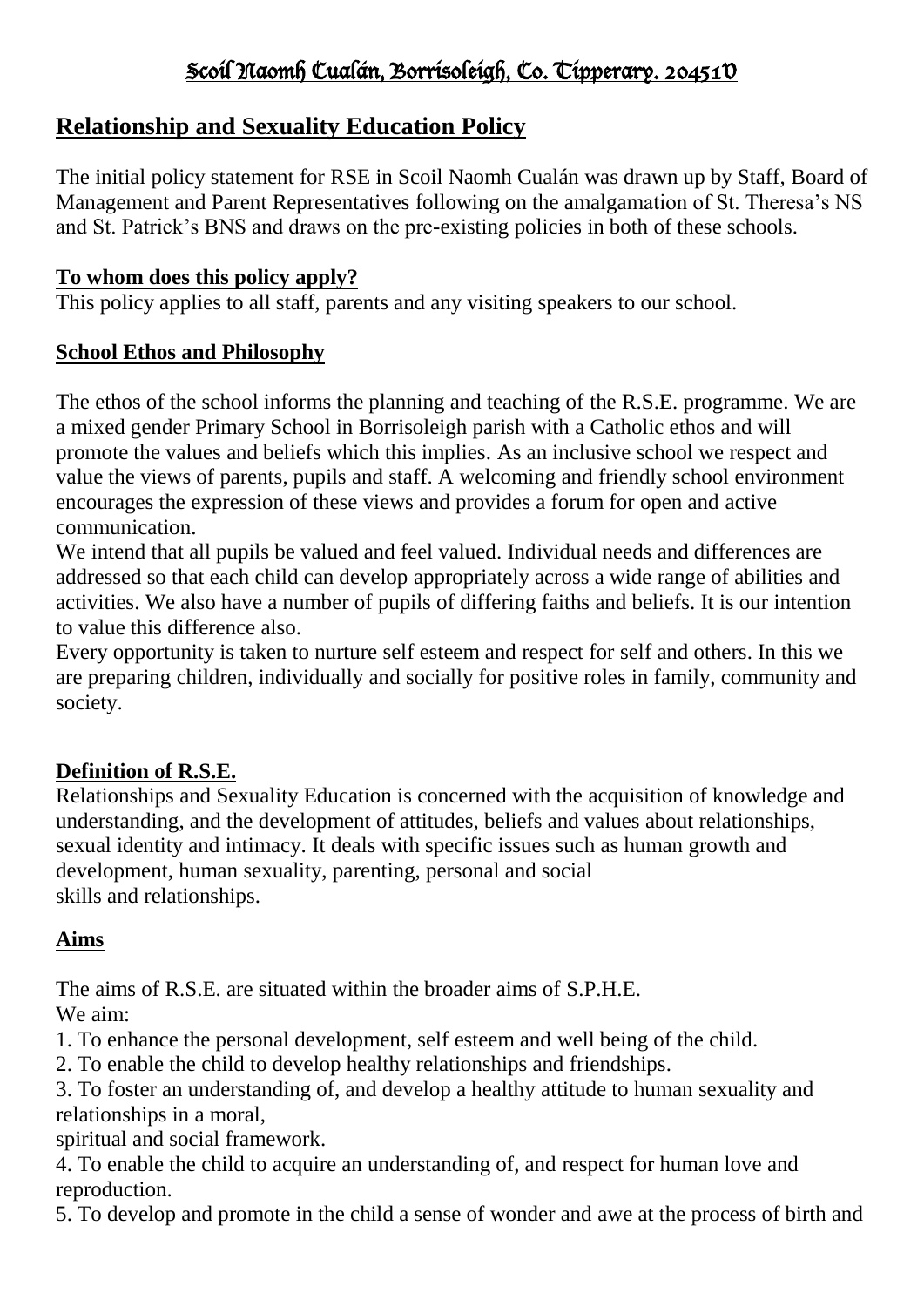# Scoil Naomh Cualán, Borrisoleigh, Co. Tipperary. 20451V

## Relationship and Sexuality Education Policy

The initial policy statement for RSE in Scoil Naomh Cualán was drawn up by Staff, Board of Management and Parent Representatives following on the amalgamation of St. Theresa's NS and St. Patrick's BNS and draws on the pre-existing policies in both of these schools.

### To whom does this policy apply?

This policy applies to all staff, parents and any visiting speakers to our school.

### School Ethos and Philosophy

The ethos of the school informs the planning and teaching of the R.S.E. programme. We are a mixed gender Primary School in Borrisoleigh parish with a Catholic ethos and will promote the values and beliefs which this implies. As an inclusive school we respect and value the views of parents, pupils and staff. A welcoming and friendly school environment encourages the expression of these views and provides a forum for open and active communication.

We intend that all pupils be valued and feel valued. Individual needs and differences are addressed so that each child can develop appropriately across a wide range of abilities and activities. We also have a number of pupils of differing faiths and beliefs. It is our intention to value this difference also.

Every opportunity is taken to nurture self esteem and respect for self and others. In this we are preparing children, individually and socially for positive roles in family, community and society.

### Definition of R.S.E.

Relationships and Sexuality Education is concerned with the acquisition of knowledge and understanding, and the development of attitudes, beliefs and values about relationships, sexual identity and intimacy. It deals with specific issues such as human growth and development, human sexuality, parenting, personal and social skills and relationships.

### Aims

The aims of R.S.E. are situated within the broader aims of S.P.H.E.

We aim:

1. To enhance the personal development, self esteem and well being of the child.
2. To enable the child to develop healthy relationships and friendships.
3. To foster an understanding of, and develop a healthy attitude to human sexuality and relationships in a moral, spiritual and social framework.
4. To enable the child to acquire an understanding of, and respect for human love and reproduction.
5. To develop and promote in the child a sense of wonder and awe at the process of birth and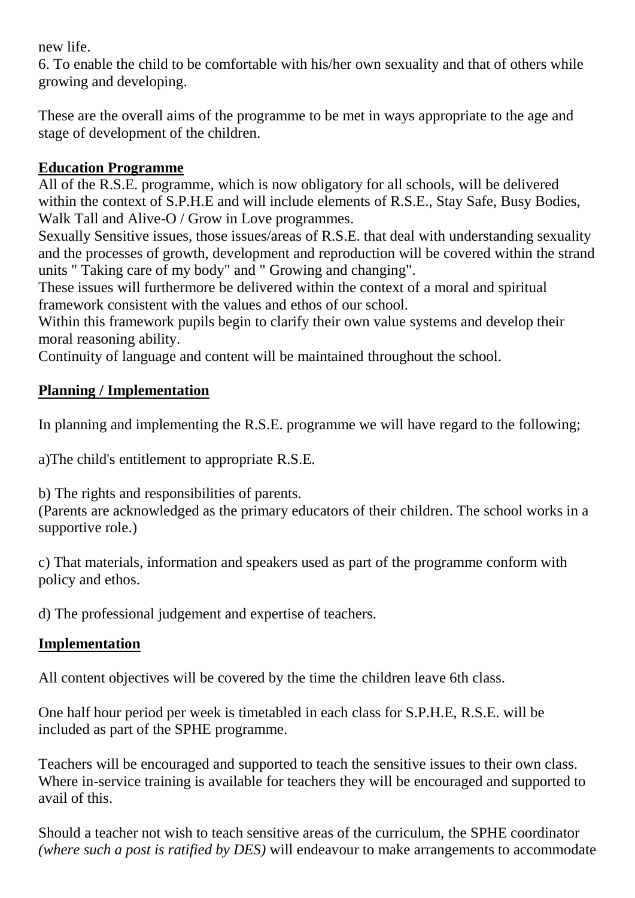new life.

6. To enable the child to be comfortable with his/her own sexuality and that of others while growing and developing.

These are the overall aims of the programme to be met in ways appropriate to the age and stage of development of the children.

## Education Programme

All of the R.S.E. programme, which is now obligatory for all schools, will be delivered within the context of S.P.H.E and will include elements of R.S.E., Stay Safe, Busy Bodies, Walk Tall and Alive-O / Grow in Love programmes.

Sexually Sensitive issues, those issues/areas of R.S.E. that deal with understanding sexuality and the processes of growth, development and reproduction will be covered within the strand units " Taking care of my body" and " Growing and changing".

These issues will furthermore be delivered within the context of a moral and spiritual framework consistent with the values and ethos of our school.

Within this framework pupils begin to clarify their own value systems and develop their moral reasoning ability.

Continuity of language and content will be maintained throughout the school.

## Planning / Implementation

In planning and implementing the R.S.E. programme we will have regard to the following;

a)The child's entitlement to appropriate R.S.E.

b) The rights and responsibilities of parents.
(Parents are acknowledged as the primary educators of their children. The school works in a supportive role.)

c) That materials, information and speakers used as part of the programme conform with policy and ethos.

d) The professional judgement and expertise of teachers.

## Implementation

All content objectives will be covered by the time the children leave 6th class.

One half hour period per week is timetabled in each class for S.P.H.E, R.S.E. will be included as part of the SPHE programme.

Teachers will be encouraged and supported to teach the sensitive issues to their own class. Where in-service training is available for teachers they will be encouraged and supported to avail of this.

Should a teacher not wish to teach sensitive areas of the curriculum, the SPHE coordinator *(where such a post is ratified by DES)* will endeavour to make arrangements to accommodate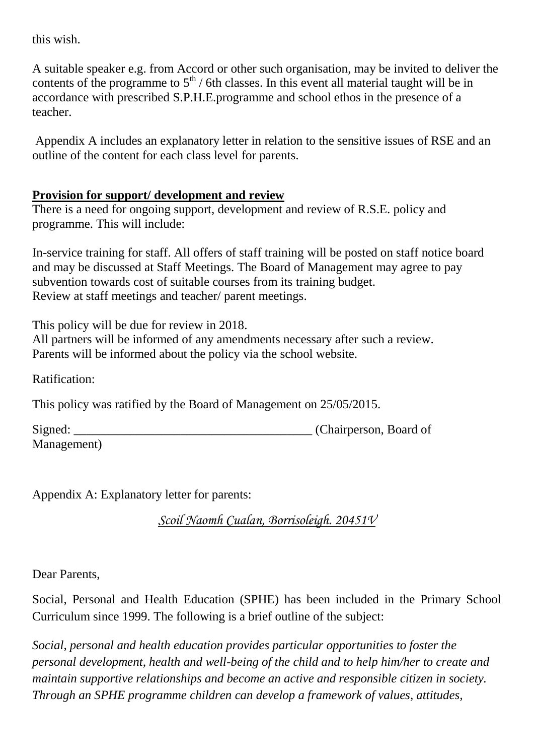this wish.

A suitable speaker e.g. from Accord or other such organisation, may be invited to deliver the contents of the programme to 5th / 6th classes. In this event all material taught will be in accordance with prescribed S.P.H.E.programme and school ethos in the presence of a teacher.

Appendix A includes an explanatory letter in relation to the sensitive issues of RSE and an outline of the content for each class level for parents.

**Provision for support/ development and review**

There is a need for ongoing support, development and review of R.S.E. policy and programme. This will include:

In-service training for staff. All offers of staff training will be posted on staff notice board and may be discussed at Staff Meetings. The Board of Management may agree to pay subvention towards cost of suitable courses from its training budget.
Review at staff meetings and teacher/ parent meetings.

This policy will be due for review in 2018.
All partners will be informed of any amendments necessary after such a review.
Parents will be informed about the policy via the school website.

Ratification:

This policy was ratified by the Board of Management on 25/05/2015.

Signed: _____________________________________ (Chairperson, Board of Management)

Appendix A: Explanatory letter for parents:

*Scoil Naomh Cualan, Borrisoleigh. 20451V*

Dear Parents,

Social, Personal and Health Education (SPHE) has been included in the Primary School Curriculum since 1999. The following is a brief outline of the subject:

*Social, personal and health education provides particular opportunities to foster the personal development, health and well-being of the child and to help him/her to create and maintain supportive relationships and become an active and responsible citizen in society. Through an SPHE programme children can develop a framework of values, attitudes,*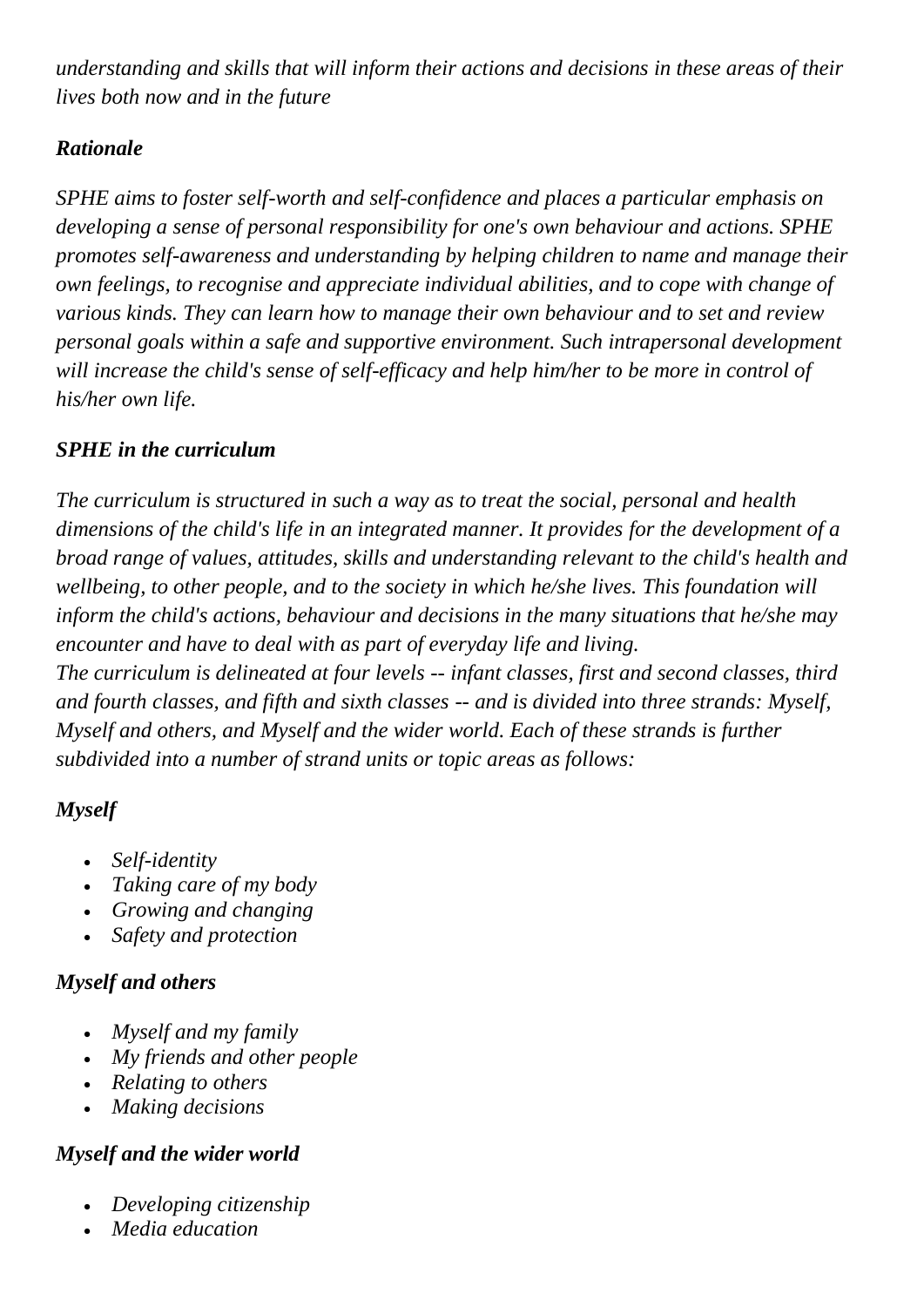*understanding and skills that will inform their actions and decisions in these areas of their lives both now and in the future*

### *Rationale*

*SPHE aims to foster self-worth and self-confidence and places a particular emphasis on developing a sense of personal responsibility for one's own behaviour and actions. SPHE promotes self-awareness and understanding by helping children to name and manage their own feelings, to recognise and appreciate individual abilities, and to cope with change of various kinds. They can learn how to manage their own behaviour and to set and review personal goals within a safe and supportive environment. Such intrapersonal development will increase the child's sense of self-efficacy and help him/her to be more in control of his/her own life.*

### *SPHE in the curriculum*

*The curriculum is structured in such a way as to treat the social, personal and health dimensions of the child's life in an integrated manner. It provides for the development of a broad range of values, attitudes, skills and understanding relevant to the child's health and wellbeing, to other people, and to the society in which he/she lives. This foundation will inform the child's actions, behaviour and decisions in the many situations that he/she may encounter and have to deal with as part of everyday life and living.*
*The curriculum is delineated at four levels -- infant classes, first and second classes, third and fourth classes, and fifth and sixth classes -- and is divided into three strands: Myself, Myself and others, and Myself and the wider world. Each of these strands is further subdivided into a number of strand units or topic areas as follows:*

### *Myself*

- *Self-identity*
- *Taking care of my body*
- *Growing and changing*
- *Safety and protection*

### *Myself and others*

- *Myself and my family*
- *My friends and other people*
- *Relating to others*
- *Making decisions*

### *Myself and the wider world*

- *Developing citizenship*
- *Media education*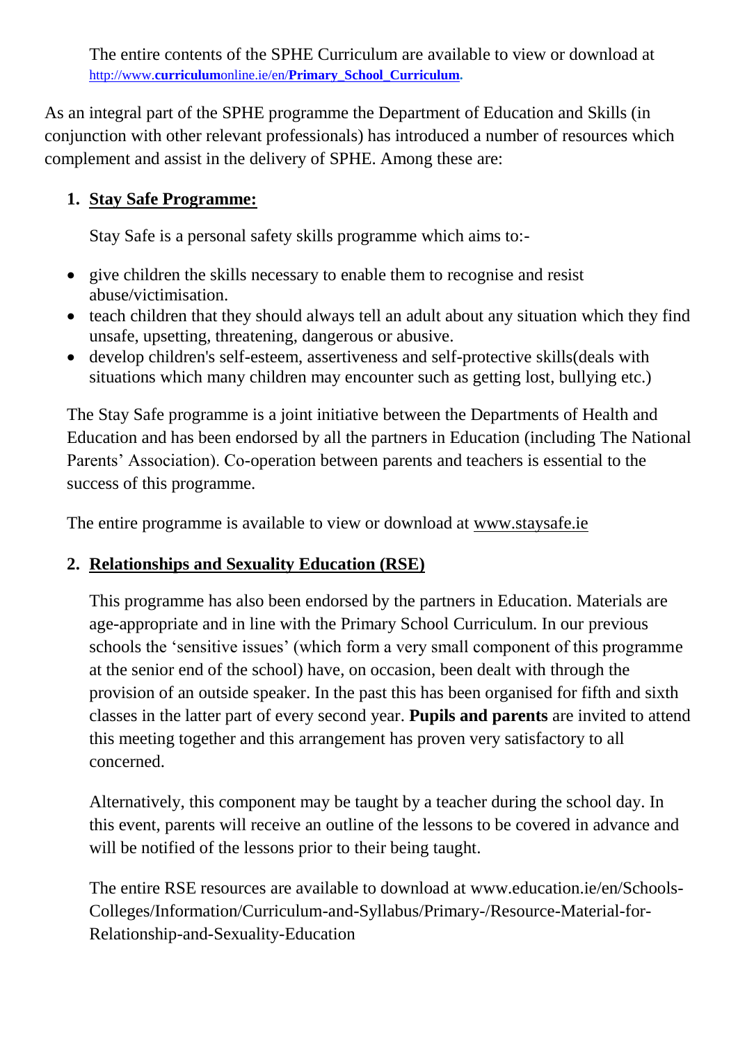The entire contents of the SPHE Curriculum are available to view or download at http://www.curriculumonline.ie/en/Primary_School_Curriculum.

As an integral part of the SPHE programme the Department of Education and Skills (in conjunction with other relevant professionals) has introduced a number of resources which complement and assist in the delivery of SPHE. Among these are:

1. **Stay Safe Programme:**

   Stay Safe is a personal safety skills programme which aims to:-

- give children the skills necessary to enable them to recognise and resist abuse/victimisation.
- teach children that they should always tell an adult about any situation which they find unsafe, upsetting, threatening, dangerous or abusive.
- develop children's self-esteem, assertiveness and self-protective skills(deals with situations which many children may encounter such as getting lost, bullying etc.)

The Stay Safe programme is a joint initiative between the Departments of Health and Education and has been endorsed by all the partners in Education (including The National Parents' Association). Co-operation between parents and teachers is essential to the success of this programme.

The entire programme is available to view or download at www.staysafe.ie

2. **Relationships and Sexuality Education (RSE)**

   This programme has also been endorsed by the partners in Education. Materials are age-appropriate and in line with the Primary School Curriculum. In our previous schools the 'sensitive issues' (which form a very small component of this programme at the senior end of the school) have, on occasion, been dealt with through the provision of an outside speaker. In the past this has been organised for fifth and sixth classes in the latter part of every second year. **Pupils and parents** are invited to attend this meeting together and this arrangement has proven very satisfactory to all concerned.

   Alternatively, this component may be taught by a teacher during the school day. In this event, parents will receive an outline of the lessons to be covered in advance and will be notified of the lessons prior to their being taught.

   The entire RSE resources are available to download at www.education.ie/en/Schools-Colleges/Information/Curriculum-and-Syllabus/Primary-/Resource-Material-for-Relationship-and-Sexuality-Education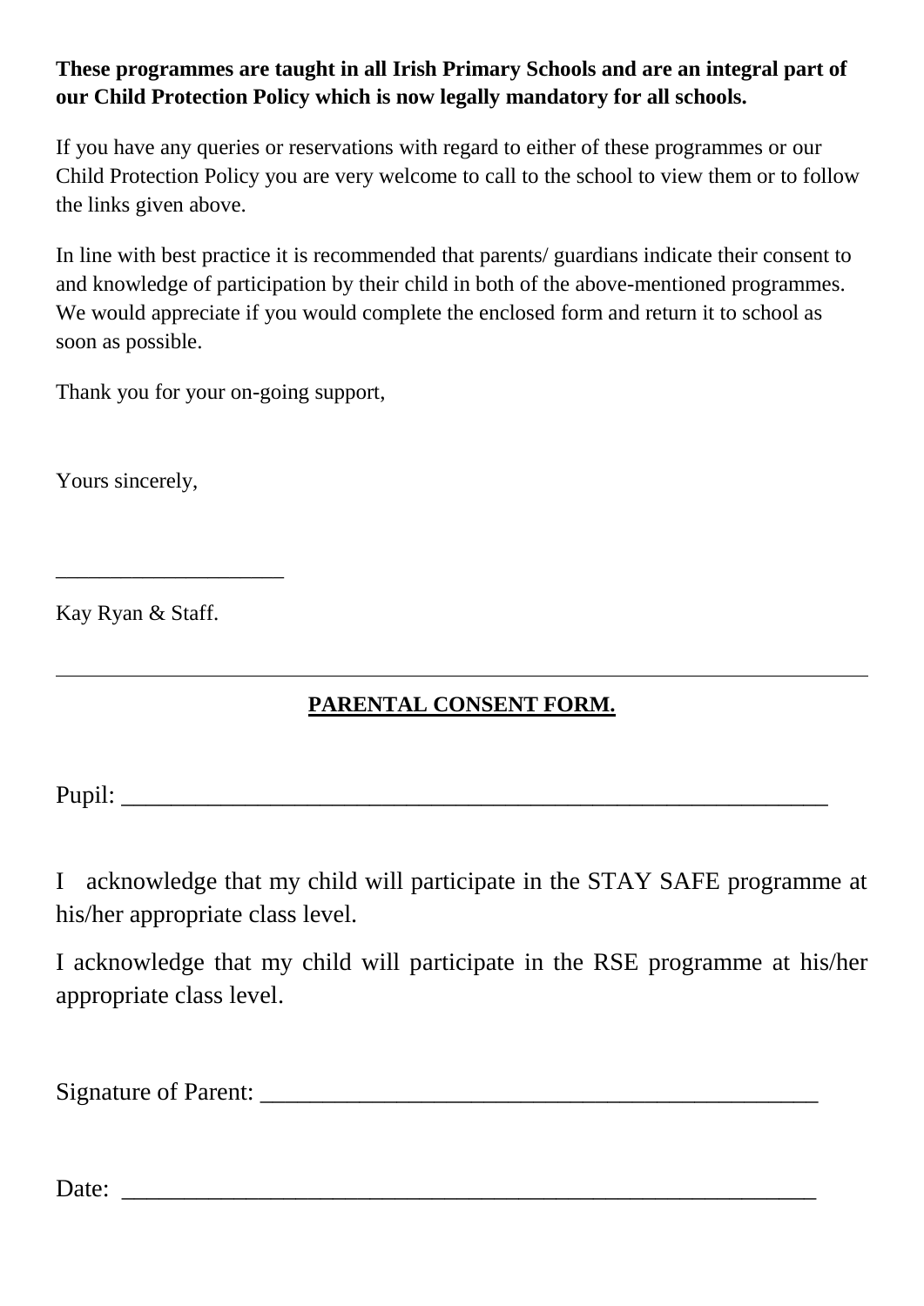**These programmes are taught in all Irish Primary Schools and are an integral part of our Child Protection Policy which is now legally mandatory for all schools.**

If you have any queries or reservations with regard to either of these programmes or our Child Protection Policy you are very welcome to call to the school to view them or to follow the links given above.

In line with best practice it is recommended that parents/ guardians indicate their consent to and knowledge of participation by their child in both of the above-mentioned programmes. We would appreciate if you would complete the enclosed form and return it to school as soon as possible.

Thank you for your on-going support,

Yours sincerely,

____________________

Kay Ryan & Staff.

---

**PARENTAL CONSENT FORM.**

Pupil: ___________________________________________________________

I acknowledge that my child will participate in the STAY SAFE programme at his/her appropriate class level.

I acknowledge that my child will participate in the RSE programme at his/her appropriate class level.

Signature of Parent: ______________________________________________

Date: ___________________________________________________________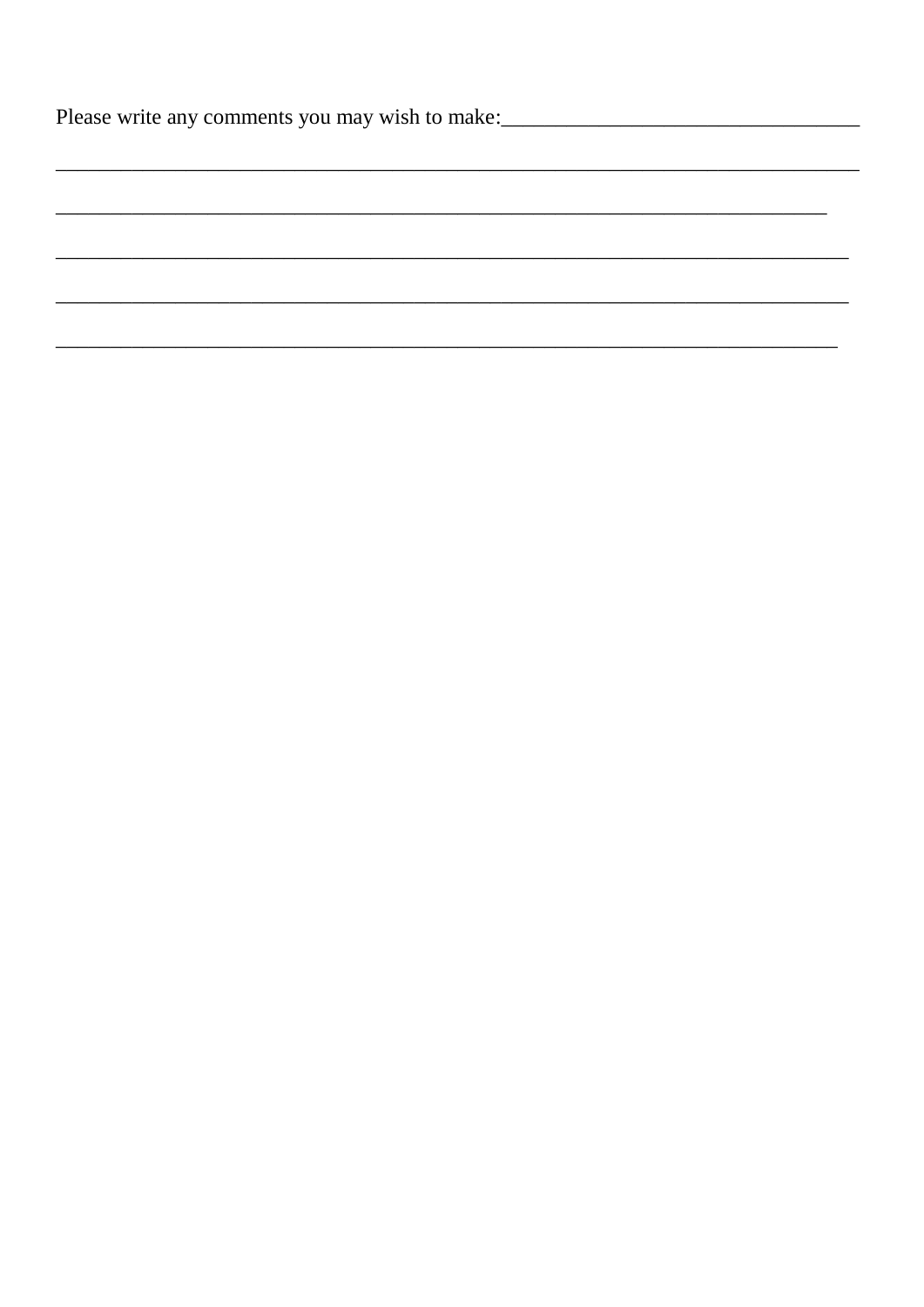Please write any comments you may wish to make:_________________________________

___________________________________________________________________________

___________________________________________________________________________

___________________________________________________________________________

___________________________________________________________________________

___________________________________________________________________________